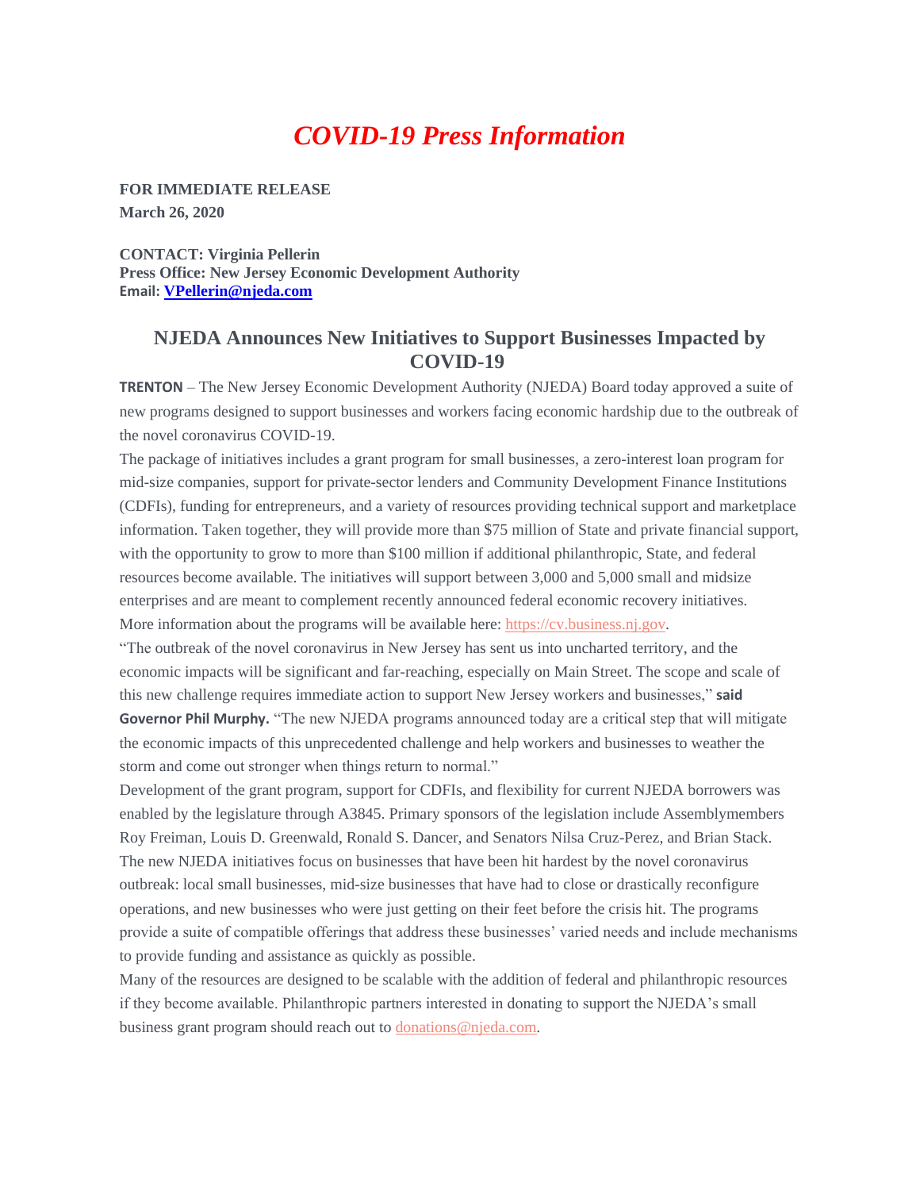# *COVID-19 Press Information*

**FOR IMMEDIATE RELEASE**
**March 26, 2020**

**CONTACT: Virginia Pellerin**
**Press Office: New Jersey Economic Development Authority**
**Email: VPellerin@njeda.com**

## NJEDA Announces New Initiatives to Support Businesses Impacted by COVID-19

**TRENTON** – The New Jersey Economic Development Authority (NJEDA) Board today approved a suite of new programs designed to support businesses and workers facing economic hardship due to the outbreak of the novel coronavirus COVID-19.

The package of initiatives includes a grant program for small businesses, a zero-interest loan program for mid-size companies, support for private-sector lenders and Community Development Finance Institutions (CDFIs), funding for entrepreneurs, and a variety of resources providing technical support and marketplace information. Taken together, they will provide more than $75 million of State and private financial support, with the opportunity to grow to more than $100 million if additional philanthropic, State, and federal resources become available. The initiatives will support between 3,000 and 5,000 small and midsize enterprises and are meant to complement recently announced federal economic recovery initiatives.

More information about the programs will be available here: https://cv.business.nj.gov.

"The outbreak of the novel coronavirus in New Jersey has sent us into uncharted territory, and the economic impacts will be significant and far-reaching, especially on Main Street. The scope and scale of this new challenge requires immediate action to support New Jersey workers and businesses," **said Governor Phil Murphy.** "The new NJEDA programs announced today are a critical step that will mitigate the economic impacts of this unprecedented challenge and help workers and businesses to weather the storm and come out stronger when things return to normal."

Development of the grant program, support for CDFIs, and flexibility for current NJEDA borrowers was enabled by the legislature through A3845. Primary sponsors of the legislation include Assemblymembers Roy Freiman, Louis D. Greenwald, Ronald S. Dancer, and Senators Nilsa Cruz-Perez, and Brian Stack.

The new NJEDA initiatives focus on businesses that have been hit hardest by the novel coronavirus outbreak: local small businesses, mid-size businesses that have had to close or drastically reconfigure operations, and new businesses who were just getting on their feet before the crisis hit. The programs provide a suite of compatible offerings that address these businesses' varied needs and include mechanisms to provide funding and assistance as quickly as possible.

Many of the resources are designed to be scalable with the addition of federal and philanthropic resources if they become available. Philanthropic partners interested in donating to support the NJEDA's small business grant program should reach out to donations@njeda.com.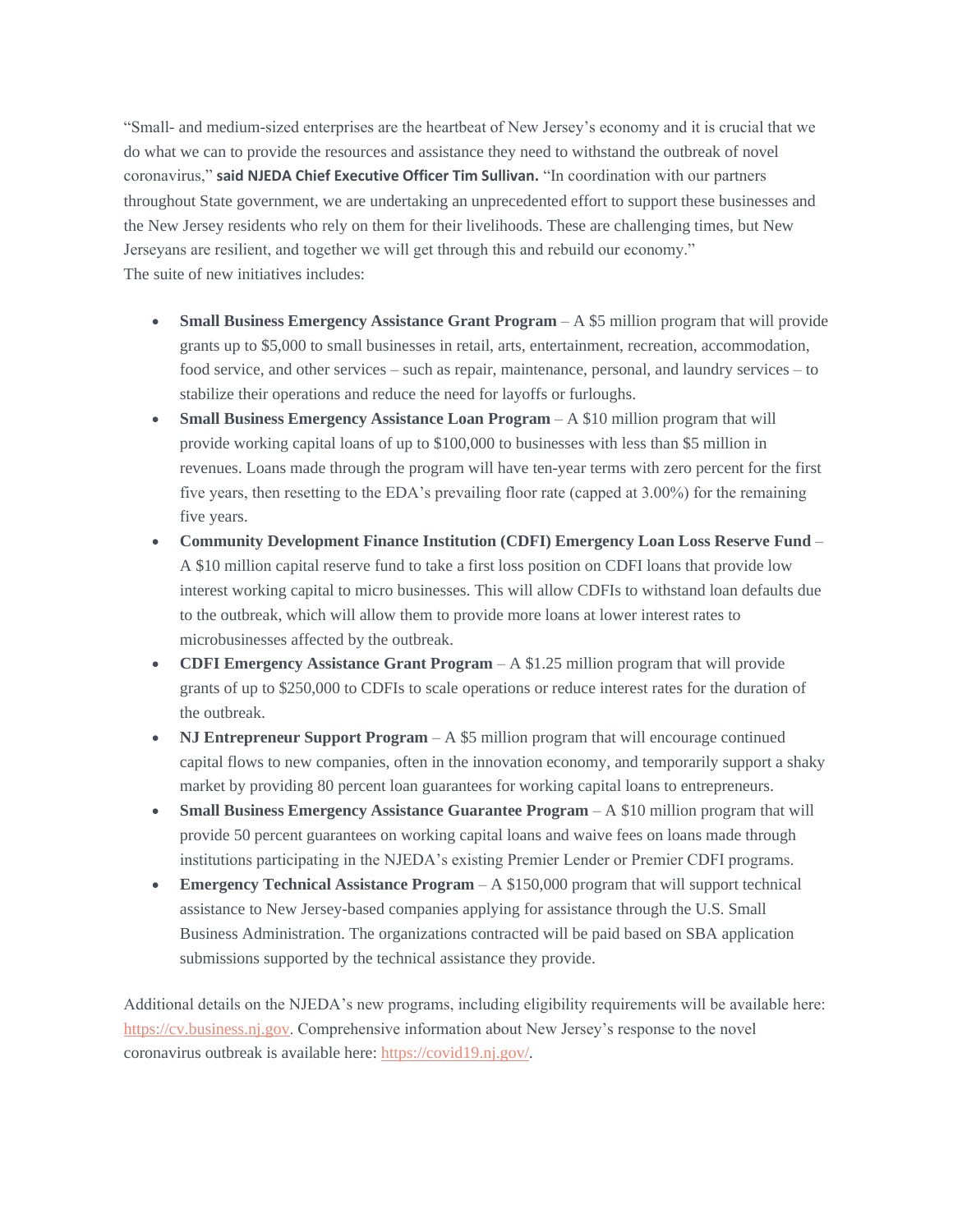"Small- and medium-sized enterprises are the heartbeat of New Jersey's economy and it is crucial that we do what we can to provide the resources and assistance they need to withstand the outbreak of novel coronavirus," **said NJEDA Chief Executive Officer Tim Sullivan.** "In coordination with our partners throughout State government, we are undertaking an unprecedented effort to support these businesses and the New Jersey residents who rely on them for their livelihoods. These are challenging times, but New Jerseyans are resilient, and together we will get through this and rebuild our economy."
The suite of new initiatives includes:

- **Small Business Emergency Assistance Grant Program** – A $5 million program that will provide grants up to $5,000 to small businesses in retail, arts, entertainment, recreation, accommodation, food service, and other services – such as repair, maintenance, personal, and laundry services – to stabilize their operations and reduce the need for layoffs or furloughs.
- **Small Business Emergency Assistance Loan Program** – A $10 million program that will provide working capital loans of up to $100,000 to businesses with less than $5 million in revenues. Loans made through the program will have ten-year terms with zero percent for the first five years, then resetting to the EDA's prevailing floor rate (capped at 3.00%) for the remaining five years.
- **Community Development Finance Institution (CDFI) Emergency Loan Loss Reserve Fund** – A $10 million capital reserve fund to take a first loss position on CDFI loans that provide low interest working capital to micro businesses. This will allow CDFIs to withstand loan defaults due to the outbreak, which will allow them to provide more loans at lower interest rates to microbusinesses affected by the outbreak.
- **CDFI Emergency Assistance Grant Program** – A $1.25 million program that will provide grants of up to $250,000 to CDFIs to scale operations or reduce interest rates for the duration of the outbreak.
- **NJ Entrepreneur Support Program** – A $5 million program that will encourage continued capital flows to new companies, often in the innovation economy, and temporarily support a shaky market by providing 80 percent loan guarantees for working capital loans to entrepreneurs.
- **Small Business Emergency Assistance Guarantee Program** – A $10 million program that will provide 50 percent guarantees on working capital loans and waive fees on loans made through institutions participating in the NJEDA's existing Premier Lender or Premier CDFI programs.
- **Emergency Technical Assistance Program** – A $150,000 program that will support technical assistance to New Jersey-based companies applying for assistance through the U.S. Small Business Administration. The organizations contracted will be paid based on SBA application submissions supported by the technical assistance they provide.

Additional details on the NJEDA's new programs, including eligibility requirements will be available here: https://cv.business.nj.gov. Comprehensive information about New Jersey's response to the novel coronavirus outbreak is available here: https://covid19.nj.gov/.